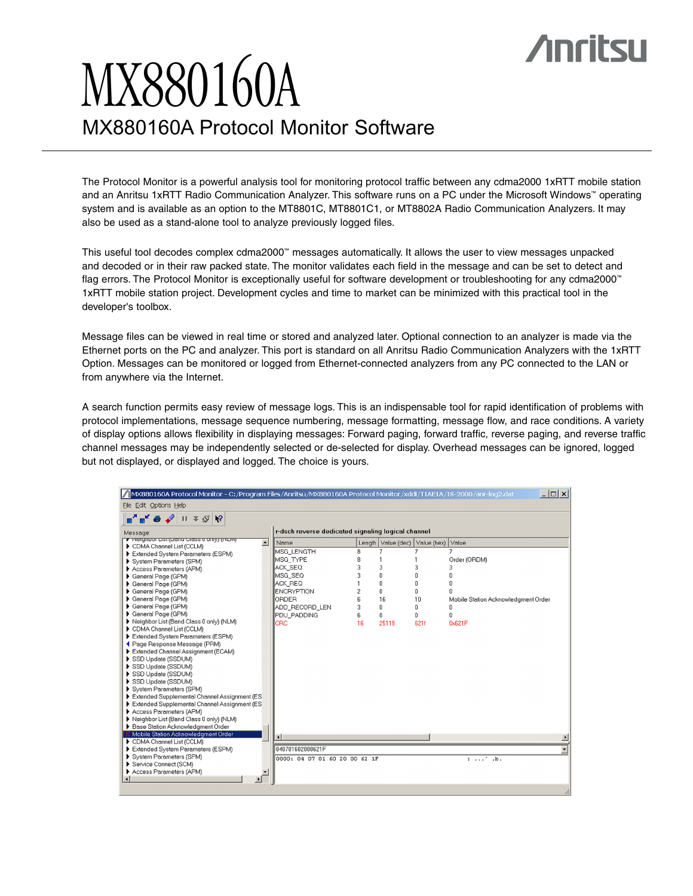Anritsu

# MX880160A

## MX880160A Protocol Monitor Software

The Protocol Monitor is a powerful analysis tool for monitoring protocol traffic between any cdma2000 1xRTT mobile station and an Anritsu 1xRTT Radio Communication Analyzer. This software runs on a PC under the Microsoft Windows™ operating system and is available as an option to the MT8801C, MT8801C1, or MT8802A Radio Communication Analyzers. It may also be used as a stand-alone tool to analyze previously logged files.

This useful tool decodes complex cdma2000™ messages automatically. It allows the user to view messages unpacked and decoded or in their raw packed state. The monitor validates each field in the message and can be set to detect and flag errors. The Protocol Monitor is exceptionally useful for software development or troubleshooting for any cdma2000™ 1xRTT mobile station project. Development cycles and time to market can be minimized with this practical tool in the developer's toolbox.

Message files can be viewed in real time or stored and analyzed later. Optional connection to an analyzer is made via the Ethernet ports on the PC and analyzer. This port is standard on all Anritsu Radio Communication Analyzers with the 1xRTT Option. Messages can be monitored or logged from Ethernet-connected analyzers from any PC connected to the LAN or from anywhere via the Internet.

A search function permits easy review of message logs. This is an indispensable tool for rapid identification of problems with protocol implementations, message sequence numbering, message formatting, message flow, and race conditions. A variety of display options allows flexibility in displaying messages: Forward paging, forward traffic, reverse paging, and reverse traffic channel messages may be independently selected or de-selected for display. Overhead messages can be ignored, logged but not displayed, or displayed and logged. The choice is yours.

MX880160A Protocol Monitor - C:/Program Files/Anritsu/MX880160A Protocol Monitor/xddl/TIAEIA/IS-2000/anr-log2.dat

File Edit Options Help

Message:

- Neighbor List (Band Class 0 only) (NLM)
- CDMA Channel List (CCLM)
- Extended System Parameters (ESPM)
- System Parameters (SPM)
- Access Parameters (APM)
- General Page (GPM)
- General Page (GPM)
- General Page (GPM)
- General Page (GPM)
- General Page (GPM)
- General Page (GPM)
- Neighbor List (Band Class 0 only) (NLM)
- CDMA Channel List (CCLM)
- Extended System Parameters (ESPM)
- Page Response Message (PRM)
- Extended Channel Assignment (ECAM)
- SSD Update (SSDUM)
- SSD Update (SSDUM)
- SSD Update (SSDUM)
- SSD Update (SSDUM)
- System Parameters (SPM)
- Extended Supplemental Channel Assignment (ES
- Extended Supplemental Channel Assignment (ES
- Access Parameters (APM)
- Neighbor List (Band Class 0 only) (NLM)
- Base Station Acknowledgment Order
- Mobile Station Acknowledgment Order
- CDMA Channel List (CCLM)
- Extended System Parameters (ESPM)
- System Parameters (SPM)
- Service Connect (SCM)
- Access Parameters (APM)

r-dsch reverse dedicated signaling logical channel

| Name | Length | Value (dec) | Value (hex) | Value |
|---|---|---|---|---|
| MSG_LENGTH | 8 | 7 | 7 | 7 |
| MSG_TYPE | 8 | 1 | 1 | Order (ORDM) |
| ACK_SEQ | 3 | 3 | 3 | 3 |
| MSG_SEQ | 3 | 0 | 0 | 0 |
| ACK_REQ | 1 | 0 | 0 | 0 |
| ENCRYPTION | 2 | 0 | 0 | 0 |
| ORDER | 6 | 16 | 10 | Mobile Station Acknowledgment Order |
| ADD_RECORD_LEN | 3 | 0 | 0 | 0 |
| PDU_PADDING | 6 | 0 | 0 | 0 |
| CRC | 16 | 25119 | 621f | 0x621F |

040701602000621F

```
0000: 04 07 01 60 20 00 62 1F          : ...` .b.
```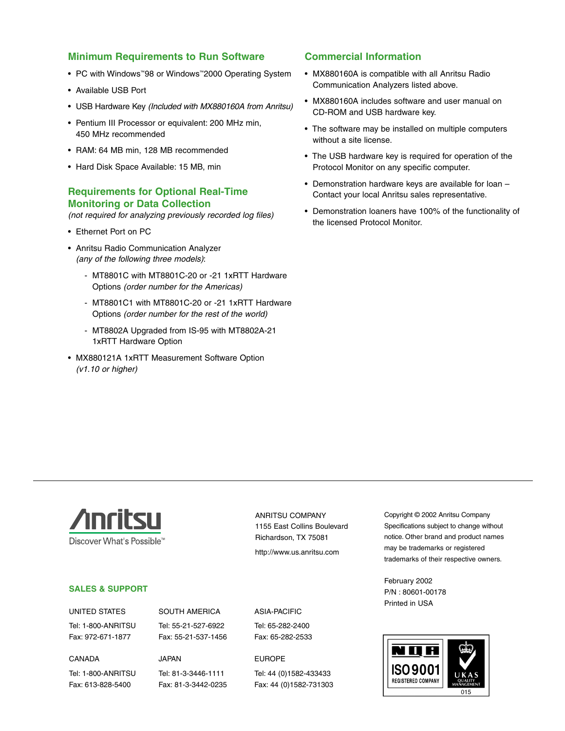## Minimum Requirements to Run Software

- PC with Windows™98 or Windows™2000 Operating System
- Available USB Port
- USB Hardware Key *(Included with MX880160A from Anritsu)*
- Pentium III Processor or equivalent: 200 MHz min, 450 MHz recommended
- RAM: 64 MB min, 128 MB recommended
- Hard Disk Space Available: 15 MB, min

## Requirements for Optional Real-Time Monitoring or Data Collection

*(not required for analyzing previously recorded log files)*

- Ethernet Port on PC
- Anritsu Radio Communication Analyzer *(any of the following three models)*:
  - MT8801C with MT8801C-20 or -21 1xRTT Hardware Options *(order number for the Americas)*
  - MT8801C1 with MT8801C-20 or -21 1xRTT Hardware Options *(order number for the rest of the world)*
  - MT8802A Upgraded from IS-95 with MT8802A-21 1xRTT Hardware Option
- MX880121A 1xRTT Measurement Software Option *(v1.10 or higher)*

## Commercial Information

- MX880160A is compatible with all Anritsu Radio Communication Analyzers listed above.
- MX880160A includes software and user manual on CD-ROM and USB hardware key.
- The software may be installed on multiple computers without a site license.
- The USB hardware key is required for operation of the Protocol Monitor on any specific computer.
- Demonstration hardware keys are available for loan – Contact your local Anritsu sales representative.
- Demonstration loaners have 100% of the functionality of the licensed Protocol Monitor.

---

Anritsu

Discover What's Possible™

ANRITSU COMPANY
1155 East Collins Boulevard
Richardson, TX 75081

http://www.us.anritsu.com

Copyright © 2002 Anritsu Company
Specifications subject to change without notice. Other brand and product names may be trademarks or registered trademarks of their respective owners.

February 2002
P/N : 80601-00178
Printed in USA

**SALES & SUPPORT**

UNITED STATES
Tel: 1-800-ANRITSU
Fax: 972-671-1877

SOUTH AMERICA
Tel: 55-21-527-6922
Fax: 55-21-537-1456

ASIA-PACIFIC
Tel: 65-282-2400
Fax: 65-282-2533

CANADA
Tel: 1-800-ANRITSU
Fax: 613-828-5400

JAPAN
Tel: 81-3-3446-1111
Fax: 81-3-3442-0235

EUROPE
Tel: 44 (0)1582-433433
Fax: 44 (0)1582-731303

NQA ISO 9001 REGISTERED COMPANY

UKAS QUALITY MANAGEMENT 015